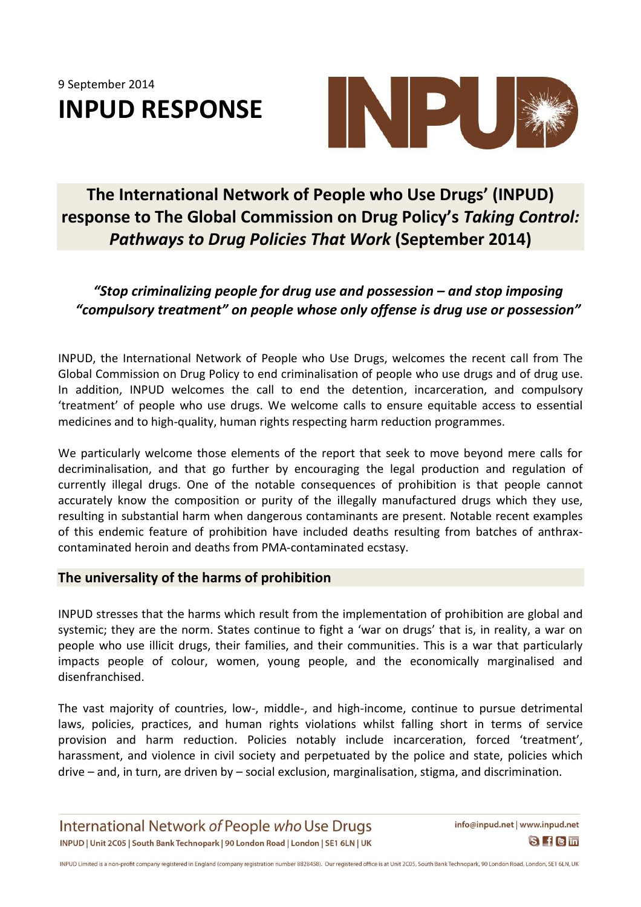9 September 2014

# INPUD RESPONSE

## The International Network of People who Use Drugs' (INPUD) response to The Global Commission on Drug Policy's *Taking Control: Pathways to Drug Policies That Work* (September 2014)

### *"Stop criminalizing people for drug use and possession – and stop imposing "compulsory treatment" on people whose only offense is drug use or possession"*

INPUD, the International Network of People who Use Drugs, welcomes the recent call from The Global Commission on Drug Policy to end criminalisation of people who use drugs and of drug use. In addition, INPUD welcomes the call to end the detention, incarceration, and compulsory 'treatment' of people who use drugs. We welcome calls to ensure equitable access to essential medicines and to high-quality, human rights respecting harm reduction programmes.

We particularly welcome those elements of the report that seek to move beyond mere calls for decriminalisation, and that go further by encouraging the legal production and regulation of currently illegal drugs. One of the notable consequences of prohibition is that people cannot accurately know the composition or purity of the illegally manufactured drugs which they use, resulting in substantial harm when dangerous contaminants are present. Notable recent examples of this endemic feature of prohibition have included deaths resulting from batches of anthrax-contaminated heroin and deaths from PMA-contaminated ecstasy.

## The universality of the harms of prohibition

INPUD stresses that the harms which result from the implementation of prohibition are global and systemic; they are the norm. States continue to fight a 'war on drugs' that is, in reality, a war on people who use illicit drugs, their families, and their communities. This is a war that particularly impacts people of colour, women, young people, and the economically marginalised and disenfranchised.

The vast majority of countries, low-, middle-, and high-income, continue to pursue detrimental laws, policies, practices, and human rights violations whilst falling short in terms of service provision and harm reduction. Policies notably include incarceration, forced 'treatment', harassment, and violence in civil society and perpetuated by the police and state, policies which drive – and, in turn, are driven by – social exclusion, marginalisation, stigma, and discrimination.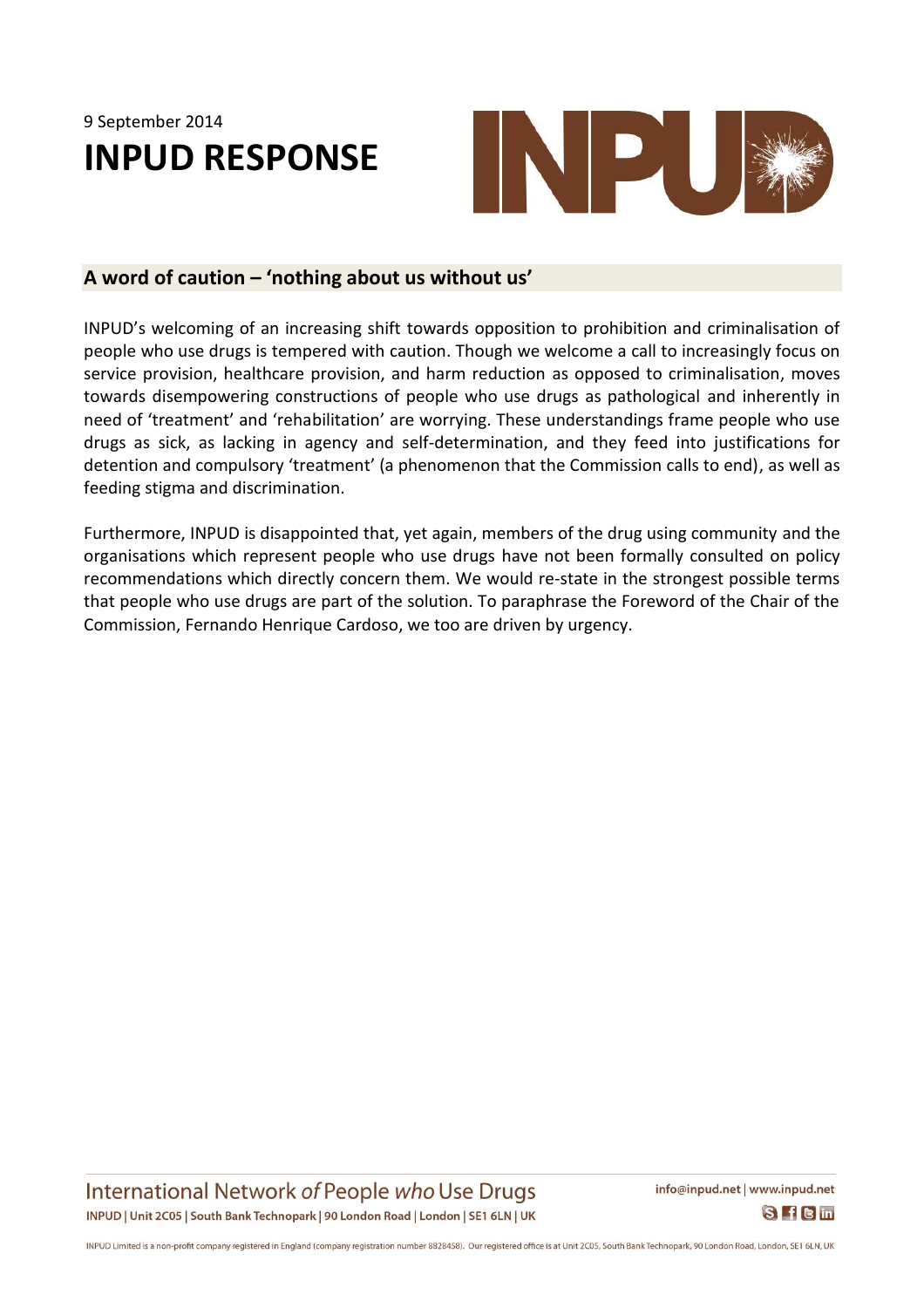9 September 2014

# INPUD RESPONSE

## A word of caution – 'nothing about us without us'

INPUD's welcoming of an increasing shift towards opposition to prohibition and criminalisation of people who use drugs is tempered with caution. Though we welcome a call to increasingly focus on service provision, healthcare provision, and harm reduction as opposed to criminalisation, moves towards disempowering constructions of people who use drugs as pathological and inherently in need of 'treatment' and 'rehabilitation' are worrying. These understandings frame people who use drugs as sick, as lacking in agency and self-determination, and they feed into justifications for detention and compulsory 'treatment' (a phenomenon that the Commission calls to end), as well as feeding stigma and discrimination.

Furthermore, INPUD is disappointed that, yet again, members of the drug using community and the organisations which represent people who use drugs have not been formally consulted on policy recommendations which directly concern them. We would re-state in the strongest possible terms that people who use drugs are part of the solution. To paraphrase the Foreword of the Chair of the Commission, Fernando Henrique Cardoso, we too are driven by urgency.